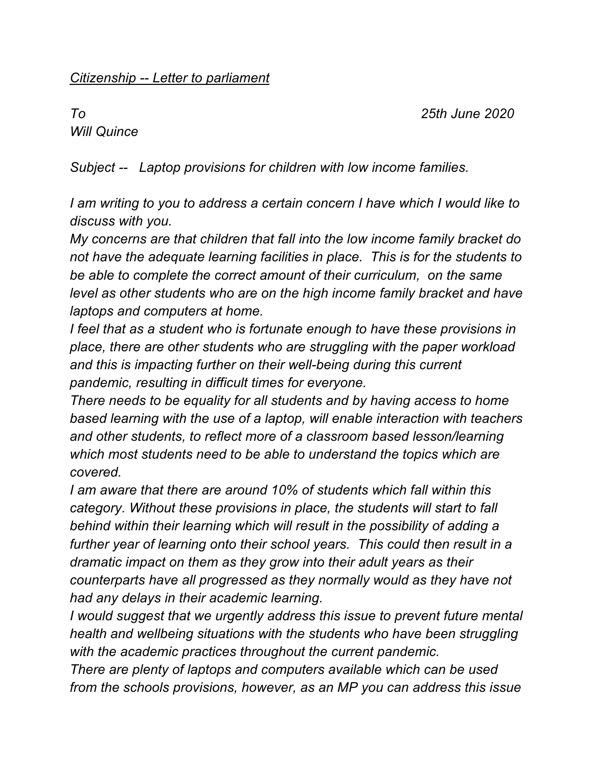*<u>Citizenship -- Letter to parliament</u>*

*To* *25th June 2020*
*Will Quince*

*Subject -- Laptop provisions for children with low income families.*

*I am writing to you to address a certain concern I have which I would like to discuss with you.*
*My concerns are that children that fall into the low income family bracket do not have the adequate learning facilities in place. This is for the students to be able to complete the correct amount of their curriculum, on the same level as other students who are on the high income family bracket and have laptops and computers at home.*
*I feel that as a student who is fortunate enough to have these provisions in place, there are other students who are struggling with the paper workload and this is impacting further on their well-being during this current pandemic, resulting in difficult times for everyone.*
*There needs to be equality for all students and by having access to home based learning with the use of a laptop, will enable interaction with teachers and other students, to reflect more of a classroom based lesson/learning which most students need to be able to understand the topics which are covered.*
*I am aware that there are around 10% of students which fall within this category. Without these provisions in place, the students will start to fall behind within their learning which will result in the possibility of adding a further year of learning onto their school years. This could then result in a dramatic impact on them as they grow into their adult years as their counterparts have all progressed as they normally would as they have not had any delays in their academic learning.*
*I would suggest that we urgently address this issue to prevent future mental health and wellbeing situations with the students who have been struggling with the academic practices throughout the current pandemic.*
*There are plenty of laptops and computers available which can be used from the schools provisions, however, as an MP you can address this issue*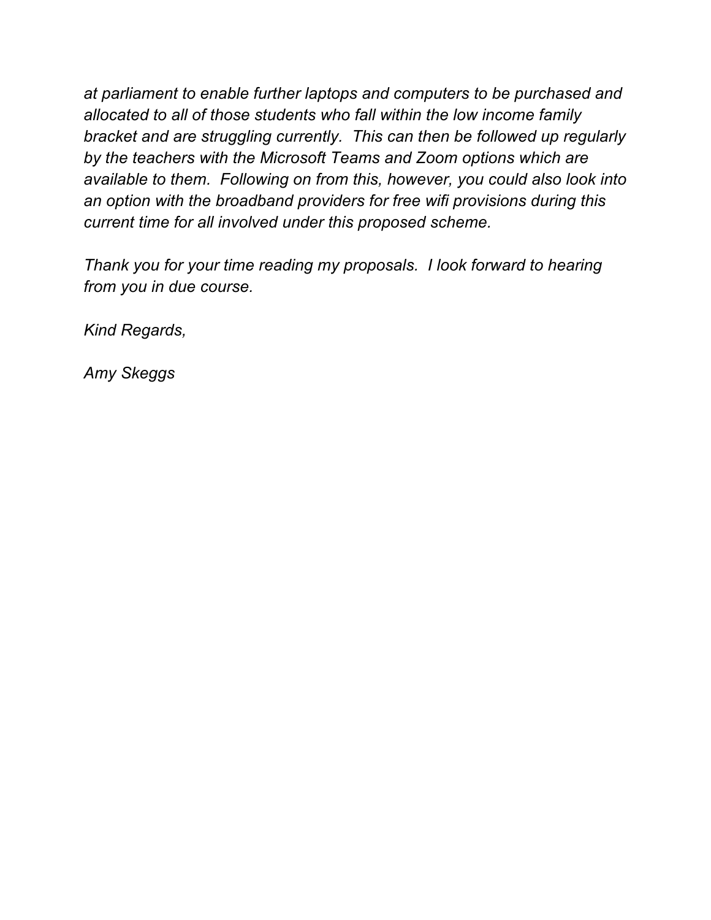*at parliament to enable further laptops and computers to be purchased and allocated to all of those students who fall within the low income family bracket and are struggling currently.  This can then be followed up regularly by the teachers with the Microsoft Teams and Zoom options which are available to them.  Following on from this, however, you could also look into an option with the broadband providers for free wifi provisions during this current time for all involved under this proposed scheme.*

*Thank you for your time reading my proposals.  I look forward to hearing from you in due course.*

*Kind Regards,*

*Amy Skeggs*